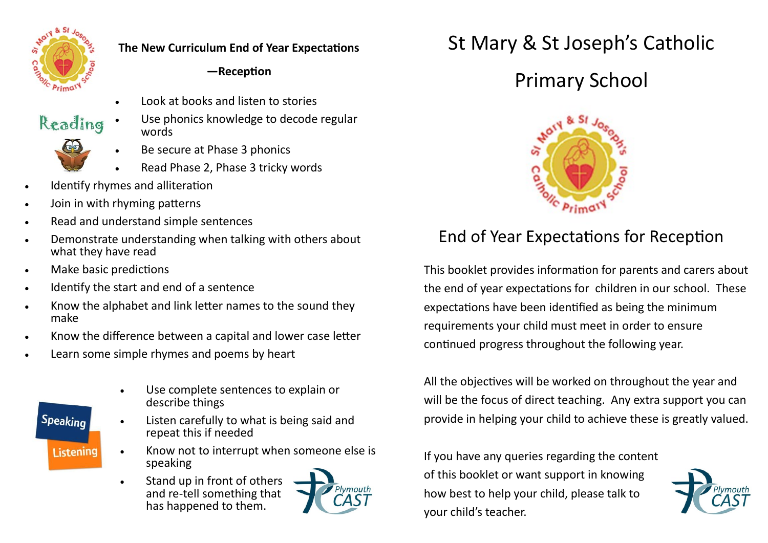## The New Curriculum End of Year Expectations —Reception

### Reading

- Look at books and listen to stories
- Use phonics knowledge to decode regular words
- Be secure at Phase 3 phonics
- Read Phase 2, Phase 3 tricky words
- Identify rhymes and alliteration
- Join in with rhyming patterns
- Read and understand simple sentences
- Demonstrate understanding when talking with others about what they have read
- Make basic predictions
- Identify the start and end of a sentence
- Know the alphabet and link letter names to the sound they make
- Know the difference between a capital and lower case letter
- Learn some simple rhymes and poems by heart

### Speaking Listening

- Use complete sentences to explain or describe things
- Listen carefully to what is being said and repeat this if needed
- Know not to interrupt when someone else is speaking
- Stand up in front of others and re-tell something that has happened to them.

Plymouth CAST

# St Mary & St Joseph's Catholic Primary School

## End of Year Expectations for Reception

This booklet provides information for parents and carers about the end of year expectations for children in our school. These expectations have been identified as being the minimum requirements your child must meet in order to ensure continued progress throughout the following year.

All the objectives will be worked on throughout the year and will be the focus of direct teaching. Any extra support you can provide in helping your child to achieve these is greatly valued.

If you have any queries regarding the content of this booklet or want support in knowing how best to help your child, please talk to your child's teacher.

Plymouth CAST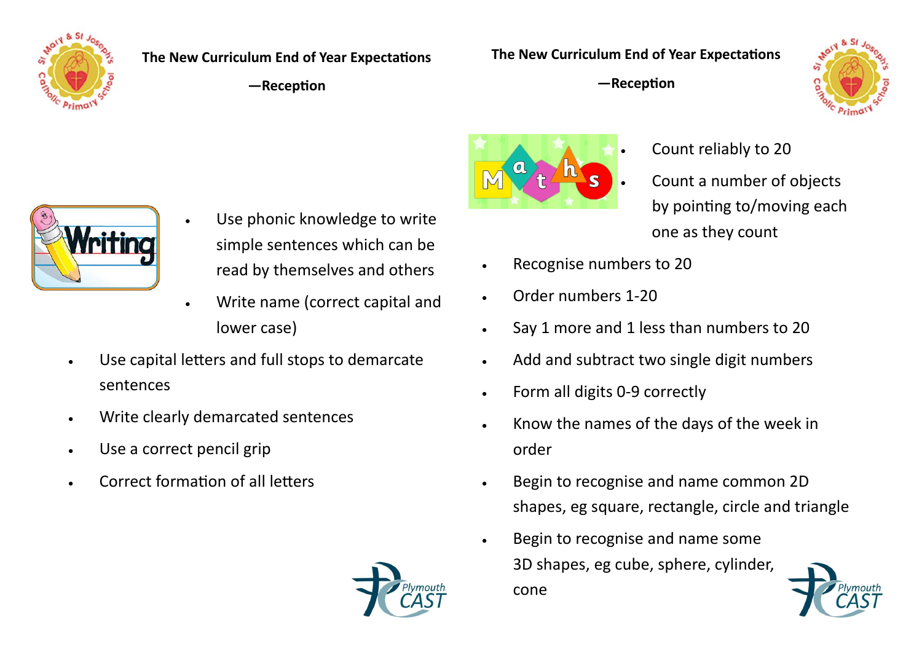## The New Curriculum End of Year Expectations —Reception

### Writing

- Use phonic knowledge to write simple sentences which can be read by themselves and others
- Write name (correct capital and lower case)
- Use capital letters and full stops to demarcate sentences
- Write clearly demarcated sentences
- Use a correct pencil grip
- Correct formation of all letters

## The New Curriculum End of Year Expectations —Reception

### Maths

- Count reliably to 20
- Count a number of objects by pointing to/moving each one as they count
- Recognise numbers to 20
- Order numbers 1-20
- Say 1 more and 1 less than numbers to 20
- Add and subtract two single digit numbers
- Form all digits 0-9 correctly
- Know the names of the days of the week in order
- Begin to recognise and name common 2D shapes, eg square, rectangle, circle and triangle
- Begin to recognise and name some 3D shapes, eg cube, sphere, cylinder, cone